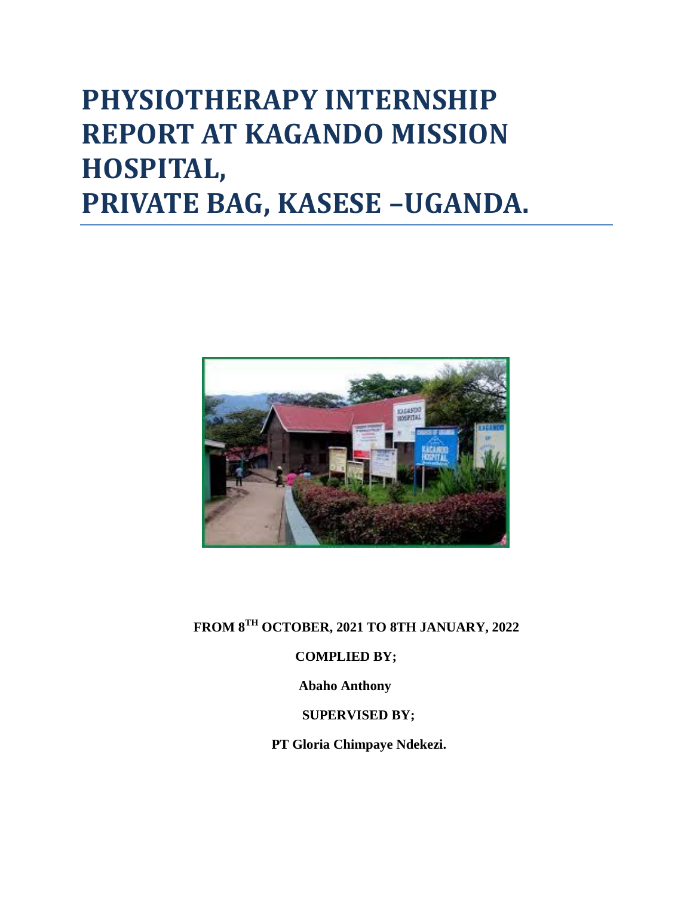# PHYSIOTHERAPY INTERNSHIP REPORT AT KAGANDO MISSION HOSPITAL, PRIVATE BAG, KASESE –UGANDA.

**FROM 8TH OCTOBER, 2021 TO 8TH JANUARY, 2022**

**COMPLIED BY;**

**Abaho Anthony**

**SUPERVISED BY;**

**PT Gloria Chimpaye Ndekezi.**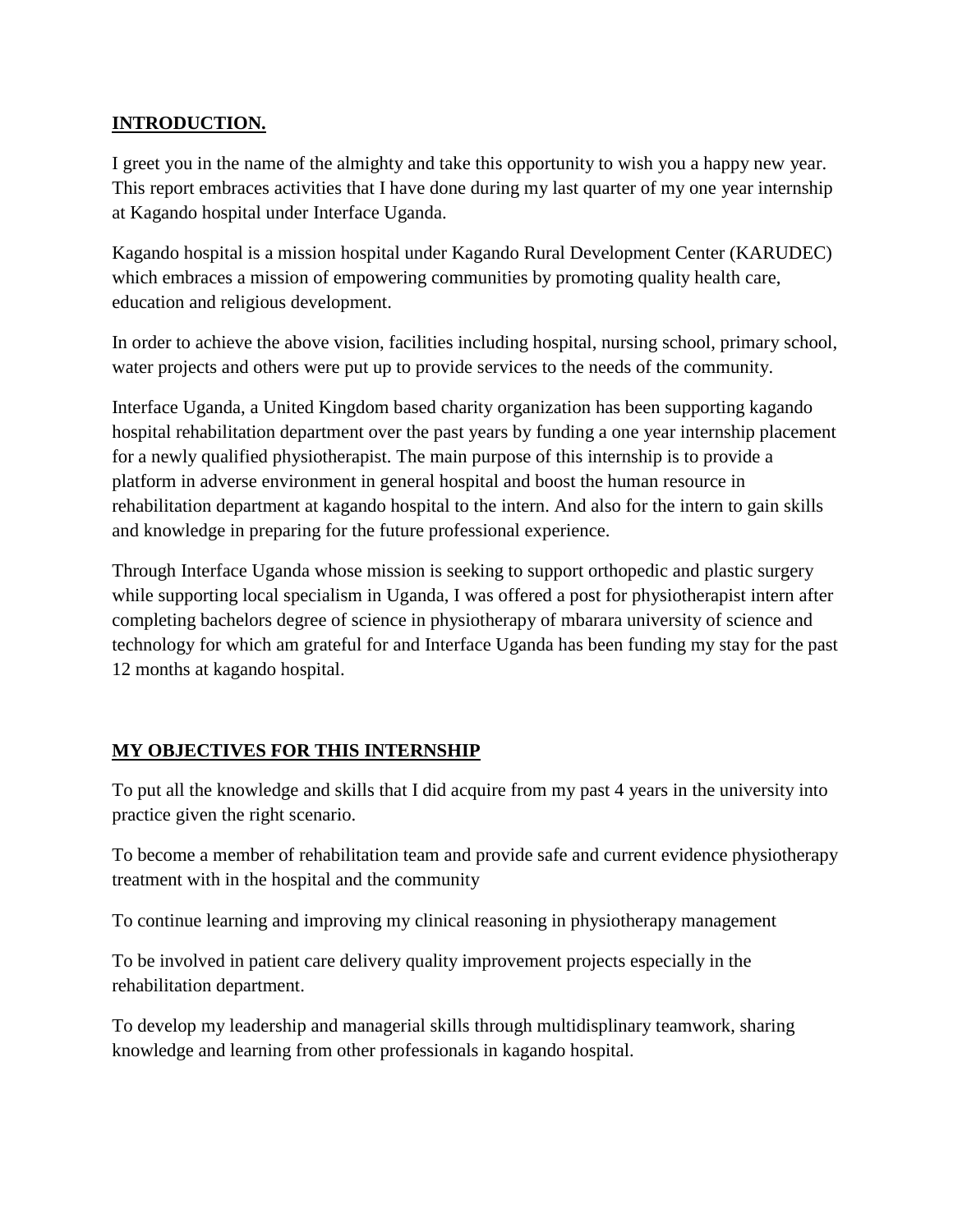## **INTRODUCTION.**

I greet you in the name of the almighty and take this opportunity to wish you a happy new year. This report embraces activities that I have done during my last quarter of my one year internship at Kagando hospital under Interface Uganda.

Kagando hospital is a mission hospital under Kagando Rural Development Center (KARUDEC) which embraces a mission of empowering communities by promoting quality health care, education and religious development.

In order to achieve the above vision, facilities including hospital, nursing school, primary school, water projects and others were put up to provide services to the needs of the community.

Interface Uganda, a United Kingdom based charity organization has been supporting kagando hospital rehabilitation department over the past years by funding a one year internship placement for a newly qualified physiotherapist. The main purpose of this internship is to provide a platform in adverse environment in general hospital and boost the human resource in rehabilitation department at kagando hospital to the intern. And also for the intern to gain skills and knowledge in preparing for the future professional experience.

Through Interface Uganda whose mission is seeking to support orthopedic and plastic surgery while supporting local specialism in Uganda, I was offered a post for physiotherapist intern after completing bachelors degree of science in physiotherapy of mbarara university of science and technology for which am grateful for and Interface Uganda has been funding my stay for the past 12 months at kagando hospital.

## **MY OBJECTIVES FOR THIS INTERNSHIP**

To put all the knowledge and skills that I did acquire from my past 4 years in the university into practice given the right scenario.

To become a member of rehabilitation team and provide safe and current evidence physiotherapy treatment with in the hospital and the community

To continue learning and improving my clinical reasoning in physiotherapy management

To be involved in patient care delivery quality improvement projects especially in the rehabilitation department.

To develop my leadership and managerial skills through multidisplinary teamwork, sharing knowledge and learning from other professionals in kagando hospital.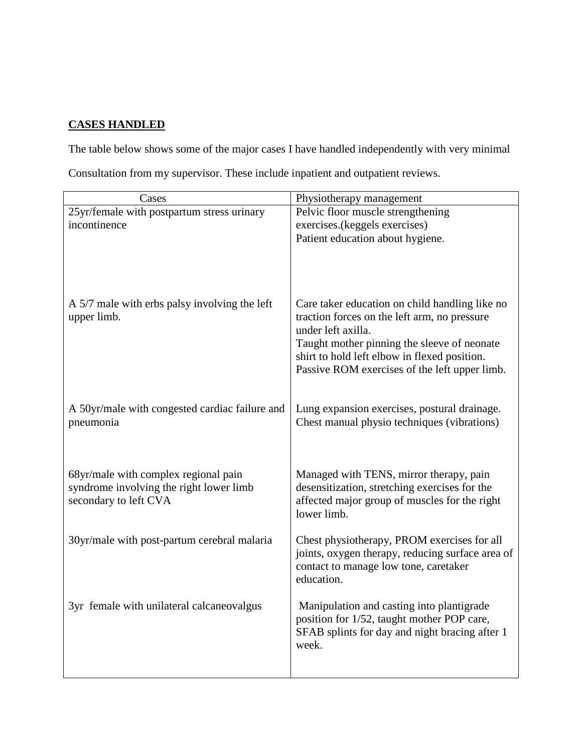**CASES HANDLED**

The table below shows some of the major cases I have handled independently with very minimal Consultation from my supervisor. These include inpatient and outpatient reviews.

| Cases | Physiotherapy management |
| --- | --- |
| 25yr/female with postpartum stress urinary incontinence | Pelvic floor muscle strengthening exercises.(keggels exercises)<br>Patient education about hygiene. |
| A 5/7 male with erbs palsy involving the left upper limb. | Care taker education on child handling like no traction forces on the left arm, no pressure under left axilla.<br>Taught mother pinning the sleeve of neonate shirt to hold left elbow in flexed position.<br>Passive ROM exercises of the left upper limb. |
| A 50yr/male with congested cardiac failure and pneumonia | Lung expansion exercises, postural drainage.<br>Chest manual physio techniques (vibrations) |
| 68yr/male with complex regional pain syndrome involving the right lower limb secondary to left CVA | Managed with TENS, mirror therapy, pain desensitization, stretching exercises for the affected major group of muscles for the right lower limb. |
| 30yr/male with post-partum cerebral malaria | Chest physiotherapy, PROM exercises for all joints, oxygen therapy, reducing surface area of contact to manage low tone, caretaker education. |
| 3yr female with unilateral calcaneovalgus | Manipulation and casting into plantigrade position for 1/52, taught mother POP care, SFAB splints for day and night bracing after 1 week. |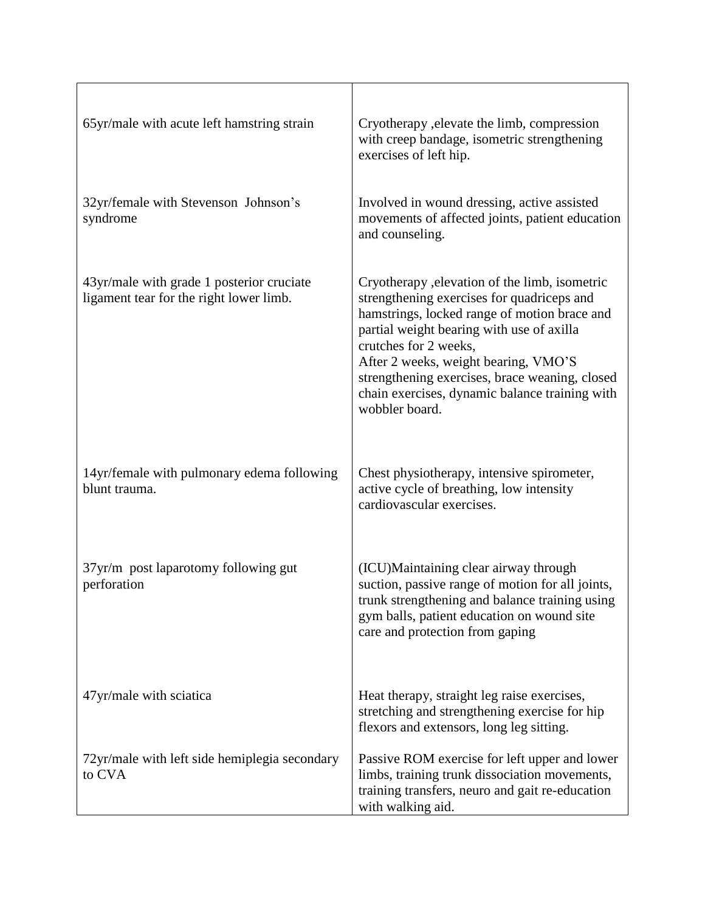| | |
|---|---|
| 65yr/male with acute left hamstring strain | Cryotherapy ,elevate the limb, compression with creep bandage, isometric strengthening exercises of left hip. |
| 32yr/female with Stevenson Johnson's syndrome | Involved in wound dressing, active assisted movements of affected joints, patient education and counseling. |
| 43yr/male with grade 1 posterior cruciate ligament tear for the right lower limb. | Cryotherapy ,elevation of the limb, isometric strengthening exercises for quadriceps and hamstrings, locked range of motion brace and partial weight bearing with use of axilla crutches for 2 weeks,<br>After 2 weeks, weight bearing, VMO'S strengthening exercises, brace weaning, closed chain exercises, dynamic balance training with wobbler board. |
| 14yr/female with pulmonary edema following blunt trauma. | Chest physiotherapy, intensive spirometer, active cycle of breathing, low intensity cardiovascular exercises. |
| 37yr/m post laparotomy following gut perforation | (ICU)Maintaining clear airway through suction, passive range of motion for all joints, trunk strengthening and balance training using gym balls, patient education on wound site care and protection from gaping |
| 47yr/male with sciatica | Heat therapy, straight leg raise exercises, stretching and strengthening exercise for hip flexors and extensors, long leg sitting. |
| 72yr/male with left side hemiplegia secondary to CVA | Passive ROM exercise for left upper and lower limbs, training trunk dissociation movements, training transfers, neuro and gait re-education with walking aid. |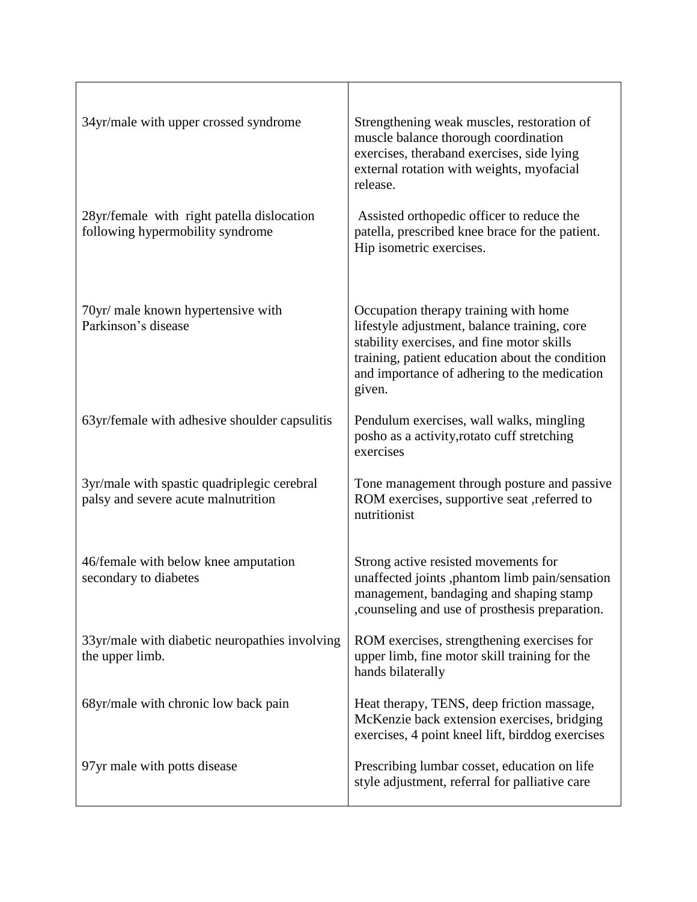| | |
|---|---|
| 34yr/male with upper crossed syndrome | Strengthening weak muscles, restoration of muscle balance thorough coordination exercises, theraband exercises, side lying external rotation with weights, myofacial release. |
| 28yr/female with right patella dislocation following hypermobility syndrome | Assisted orthopedic officer to reduce the patella, prescribed knee brace for the patient. Hip isometric exercises. |
| 70yr/ male known hypertensive with Parkinson's disease | Occupation therapy training with home lifestyle adjustment, balance training, core stability exercises, and fine motor skills training, patient education about the condition and importance of adhering to the medication given. |
| 63yr/female with adhesive shoulder capsulitis | Pendulum exercises, wall walks, mingling posho as a activity,rotato cuff stretching exercises |
| 3yr/male with spastic quadriplegic cerebral palsy and severe acute malnutrition | Tone management through posture and passive ROM exercises, supportive seat ,referred to nutritionist |
| 46/female with below knee amputation secondary to diabetes | Strong active resisted movements for unaffected joints ,phantom limb pain/sensation management, bandaging and shaping stamp ,counseling and use of prosthesis preparation. |
| 33yr/male with diabetic neuropathies involving the upper limb. | ROM exercises, strengthening exercises for upper limb, fine motor skill training for the hands bilaterally |
| 68yr/male with chronic low back pain | Heat therapy, TENS, deep friction massage, McKenzie back extension exercises, bridging exercises, 4 point kneel lift, birddog exercises |
| 97yr male with potts disease | Prescribing lumbar cosset, education on life style adjustment, referral for palliative care |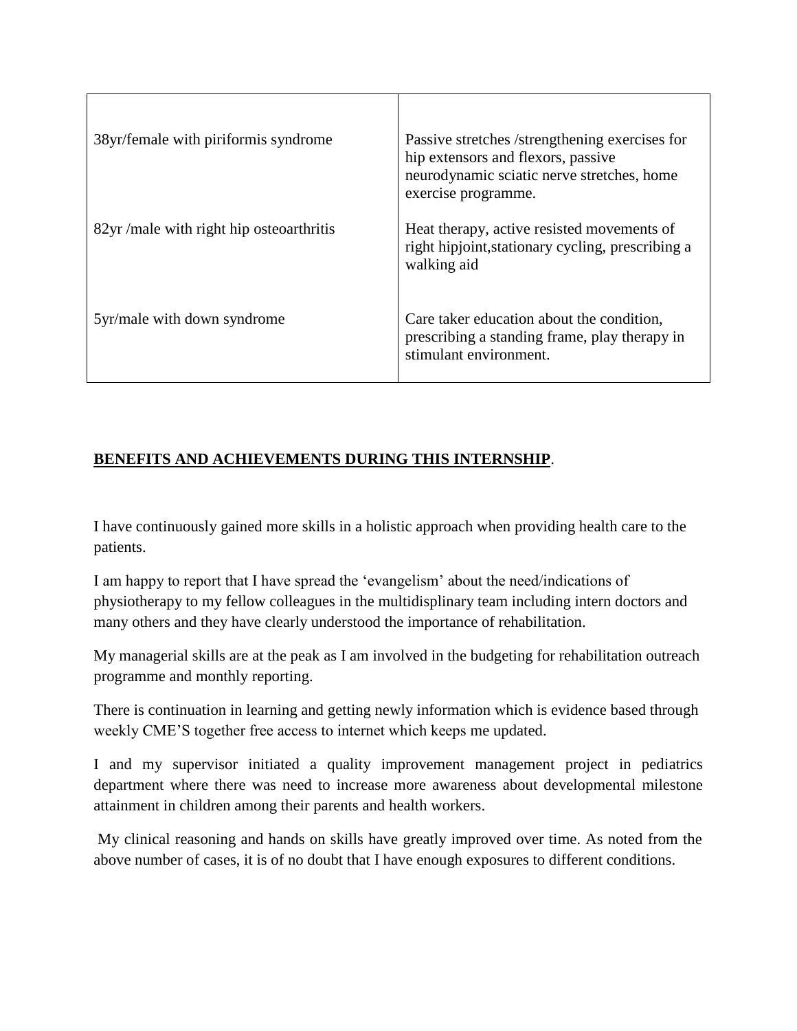| | |
|---|---|
| 38yr/female with piriformis syndrome | Passive stretches /strengthening exercises for hip extensors and flexors, passive neurodynamic sciatic nerve stretches, home exercise programme. |
| 82yr /male with right hip osteoarthritis | Heat therapy, active resisted movements of right hipjoint,stationary cycling, prescribing a walking aid |
| 5yr/male with down syndrome | Care taker education about the condition, prescribing a standing frame, play therapy in stimulant environment. |

**BENEFITS AND ACHIEVEMENTS DURING THIS INTERNSHIP**.

I have continuously gained more skills in a holistic approach when providing health care to the patients.

I am happy to report that I have spread the 'evangelism' about the need/indications of physiotherapy to my fellow colleagues in the multidisplinary team including intern doctors and many others and they have clearly understood the importance of rehabilitation.

My managerial skills are at the peak as I am involved in the budgeting for rehabilitation outreach programme and monthly reporting.

There is continuation in learning and getting newly information which is evidence based through weekly CME'S together free access to internet which keeps me updated.

I and my supervisor initiated a quality improvement management project in pediatrics department where there was need to increase more awareness about developmental milestone attainment in children among their parents and health workers.

My clinical reasoning and hands on skills have greatly improved over time. As noted from the above number of cases, it is of no doubt that I have enough exposures to different conditions.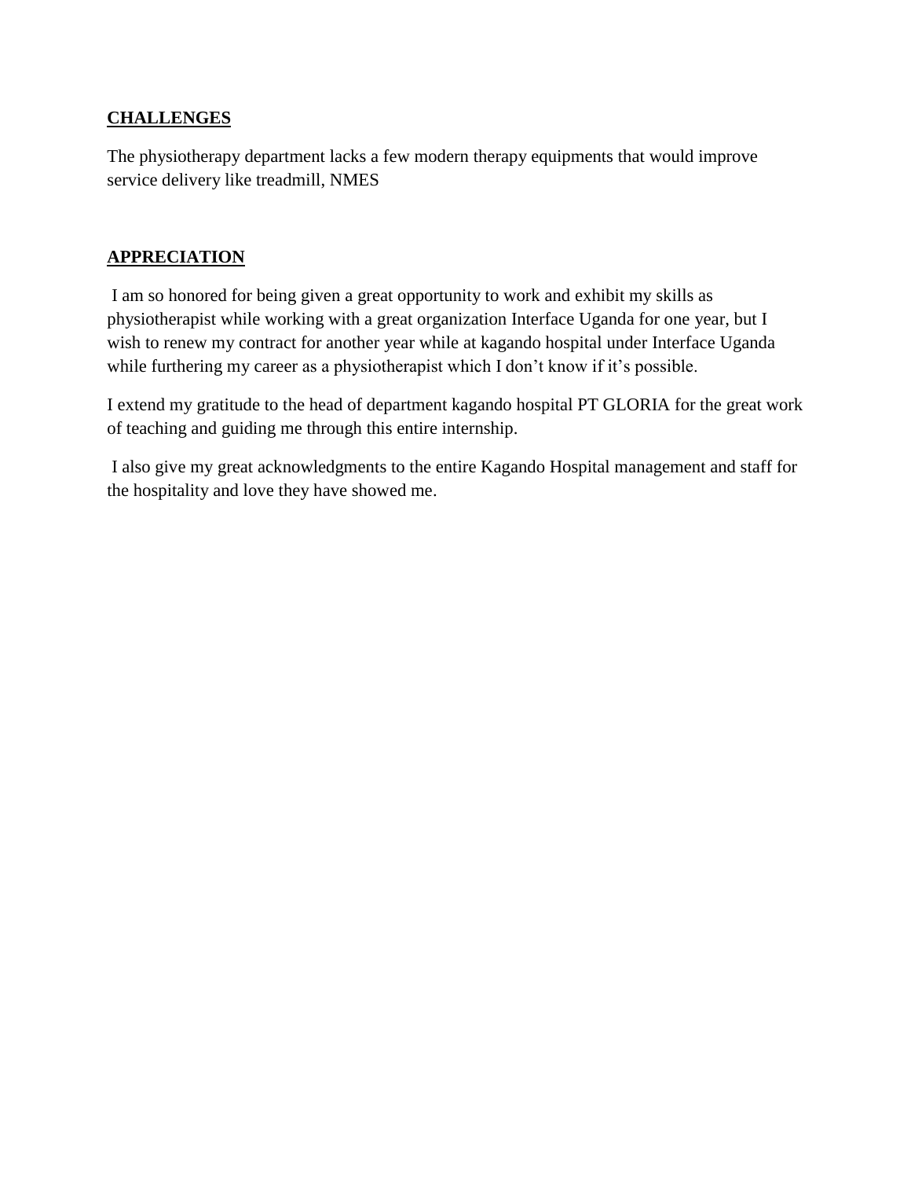## CHALLENGES

The physiotherapy department lacks a few modern therapy equipments that would improve service delivery like treadmill, NMES

## APPRECIATION

I am so honored for being given a great opportunity to work and exhibit my skills as physiotherapist while working with a great organization Interface Uganda for one year, but I wish to renew my contract for another year while at kagando hospital under Interface Uganda while furthering my career as a physiotherapist which I don't know if it's possible.

I extend my gratitude to the head of department kagando hospital PT GLORIA for the great work of teaching and guiding me through this entire internship.

I also give my great acknowledgments to the entire Kagando Hospital management and staff for the hospitality and love they have showed me.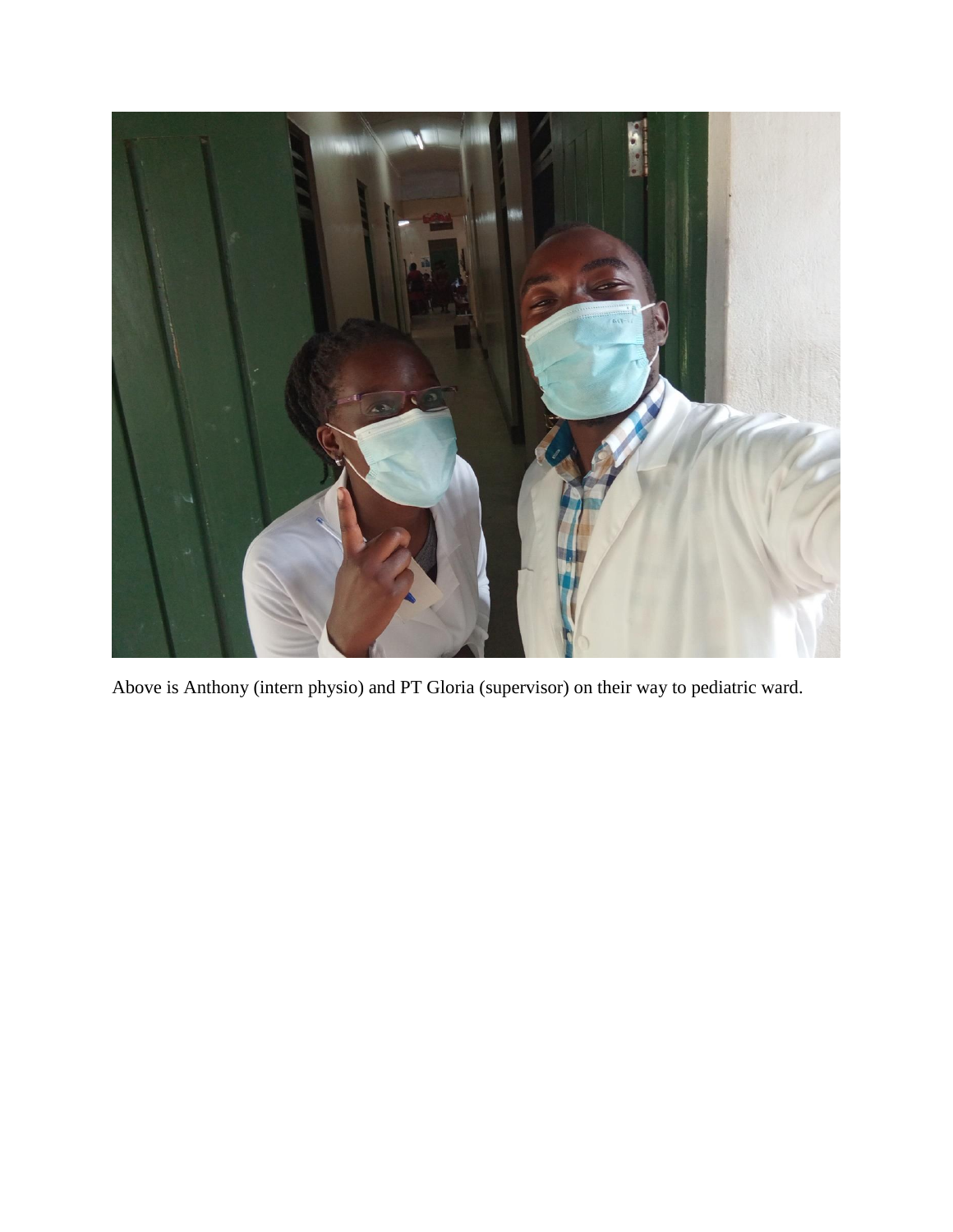Above is Anthony (intern physio) and PT Gloria (supervisor) on their way to pediatric ward.